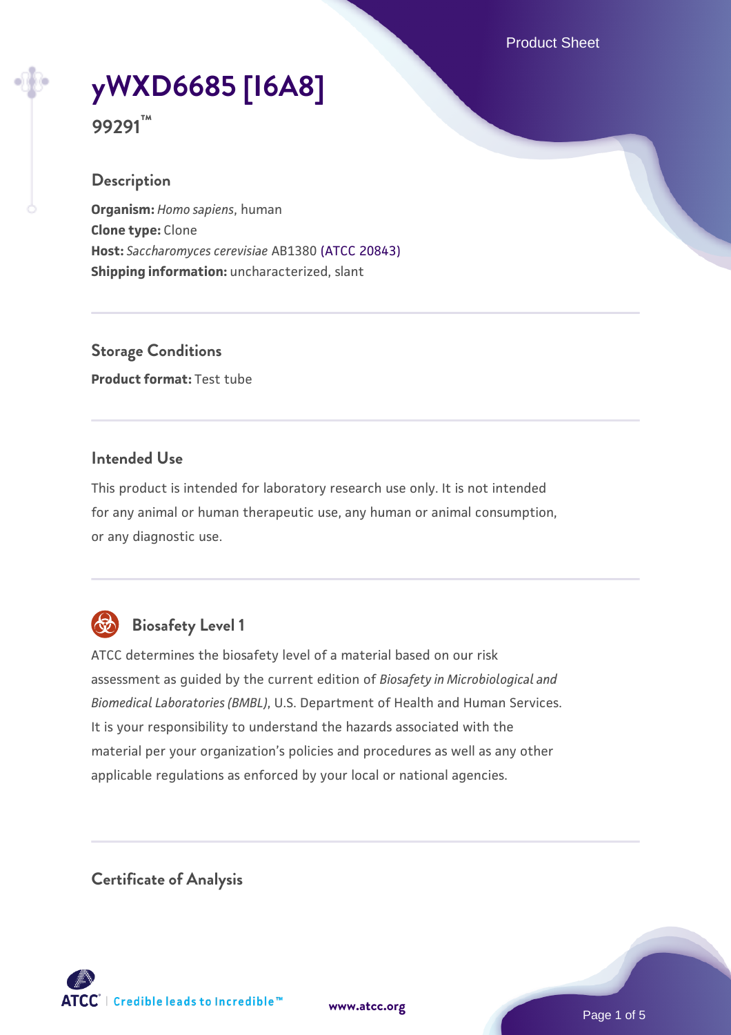# yWXD6685 [I6A8]

**99291™**

## Description

**Organism:** *Homo sapiens*, human
**Clone type:** Clone
**Host:** *Saccharomyces cerevisiae* AB1380 (ATCC 20843)
**Shipping information:** uncharacterized, slant

## Storage Conditions

**Product format:** Test tube

## Intended Use

This product is intended for laboratory research use only. It is not intended for any animal or human therapeutic use, any human or animal consumption, or any diagnostic use.

## Biosafety Level 1

ATCC determines the biosafety level of a material based on our risk assessment as guided by the current edition of *Biosafety in Microbiological and Biomedical Laboratories (BMBL)*, U.S. Department of Health and Human Services. It is your responsibility to understand the hazards associated with the material per your organization's policies and procedures as well as any other applicable regulations as enforced by your local or national agencies.

## Certificate of Analysis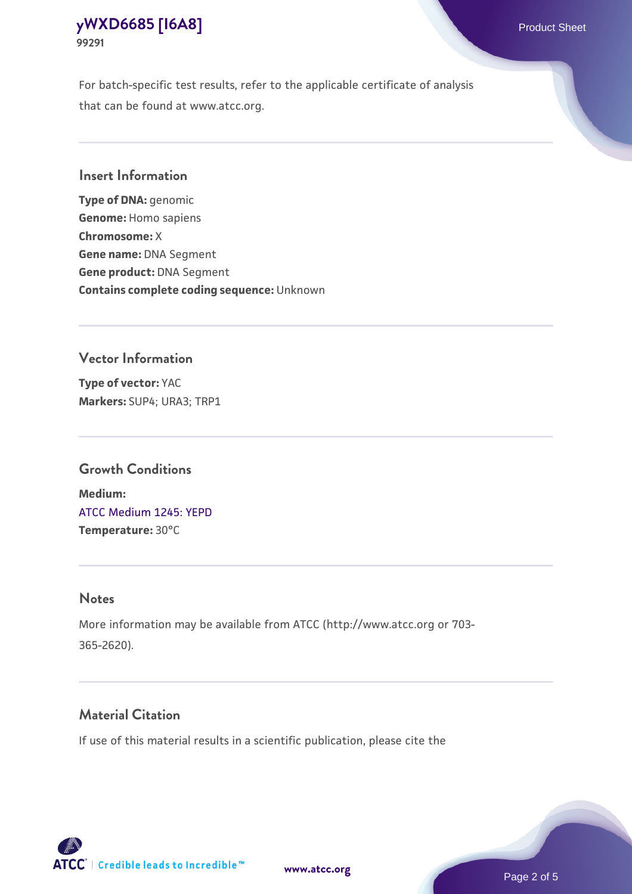For batch-specific test results, refer to the applicable certificate of analysis that can be found at www.atcc.org.

## Insert Information

**Type of DNA:** genomic
**Genome:** Homo sapiens
**Chromosome:** X
**Gene name:** DNA Segment
**Gene product:** DNA Segment
**Contains complete coding sequence:** Unknown

## Vector Information

**Type of vector:** YAC
**Markers:** SUP4; URA3; TRP1

## Growth Conditions

**Medium:**
ATCC Medium 1245: YEPD
**Temperature:** 30°C

## Notes

More information may be available from ATCC (http://www.atcc.org or 703-365-2620).

## Material Citation

If use of this material results in a scientific publication, please cite the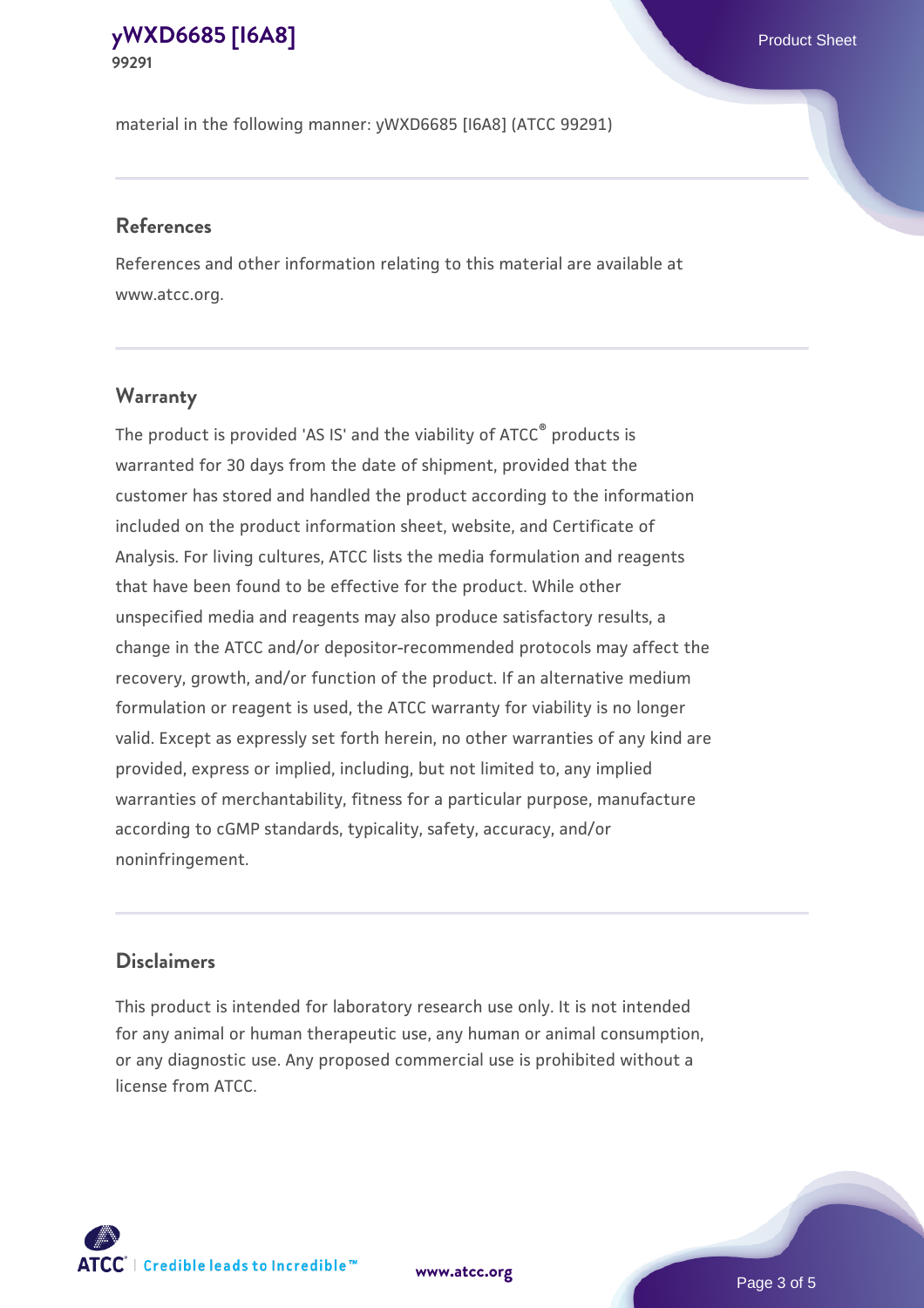material in the following manner: yWXD6685 [I6A8] (ATCC 99291)

## References

References and other information relating to this material are available at www.atcc.org.

## Warranty

The product is provided 'AS IS' and the viability of ATCC® products is warranted for 30 days from the date of shipment, provided that the customer has stored and handled the product according to the information included on the product information sheet, website, and Certificate of Analysis. For living cultures, ATCC lists the media formulation and reagents that have been found to be effective for the product. While other unspecified media and reagents may also produce satisfactory results, a change in the ATCC and/or depositor-recommended protocols may affect the recovery, growth, and/or function of the product. If an alternative medium formulation or reagent is used, the ATCC warranty for viability is no longer valid. Except as expressly set forth herein, no other warranties of any kind are provided, express or implied, including, but not limited to, any implied warranties of merchantability, fitness for a particular purpose, manufacture according to cGMP standards, typicality, safety, accuracy, and/or noninfringement.

## Disclaimers

This product is intended for laboratory research use only. It is not intended for any animal or human therapeutic use, any human or animal consumption, or any diagnostic use. Any proposed commercial use is prohibited without a license from ATCC.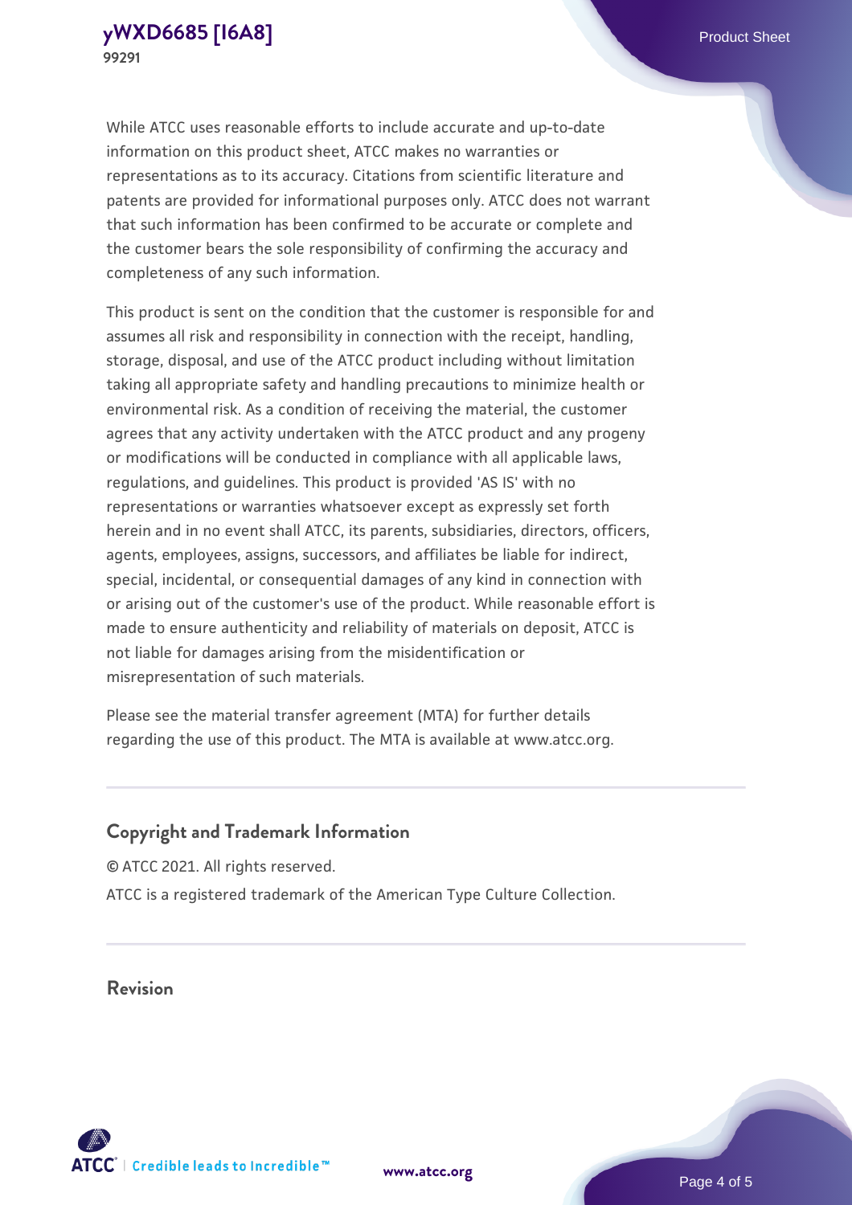While ATCC uses reasonable efforts to include accurate and up-to-date information on this product sheet, ATCC makes no warranties or representations as to its accuracy. Citations from scientific literature and patents are provided for informational purposes only. ATCC does not warrant that such information has been confirmed to be accurate or complete and the customer bears the sole responsibility of confirming the accuracy and completeness of any such information.

This product is sent on the condition that the customer is responsible for and assumes all risk and responsibility in connection with the receipt, handling, storage, disposal, and use of the ATCC product including without limitation taking all appropriate safety and handling precautions to minimize health or environmental risk. As a condition of receiving the material, the customer agrees that any activity undertaken with the ATCC product and any progeny or modifications will be conducted in compliance with all applicable laws, regulations, and guidelines. This product is provided 'AS IS' with no representations or warranties whatsoever except as expressly set forth herein and in no event shall ATCC, its parents, subsidiaries, directors, officers, agents, employees, assigns, successors, and affiliates be liable for indirect, special, incidental, or consequential damages of any kind in connection with or arising out of the customer's use of the product. While reasonable effort is made to ensure authenticity and reliability of materials on deposit, ATCC is not liable for damages arising from the misidentification or misrepresentation of such materials.

Please see the material transfer agreement (MTA) for further details regarding the use of this product. The MTA is available at www.atcc.org.

## Copyright and Trademark Information

© ATCC 2021. All rights reserved.

ATCC is a registered trademark of the American Type Culture Collection.

## Revision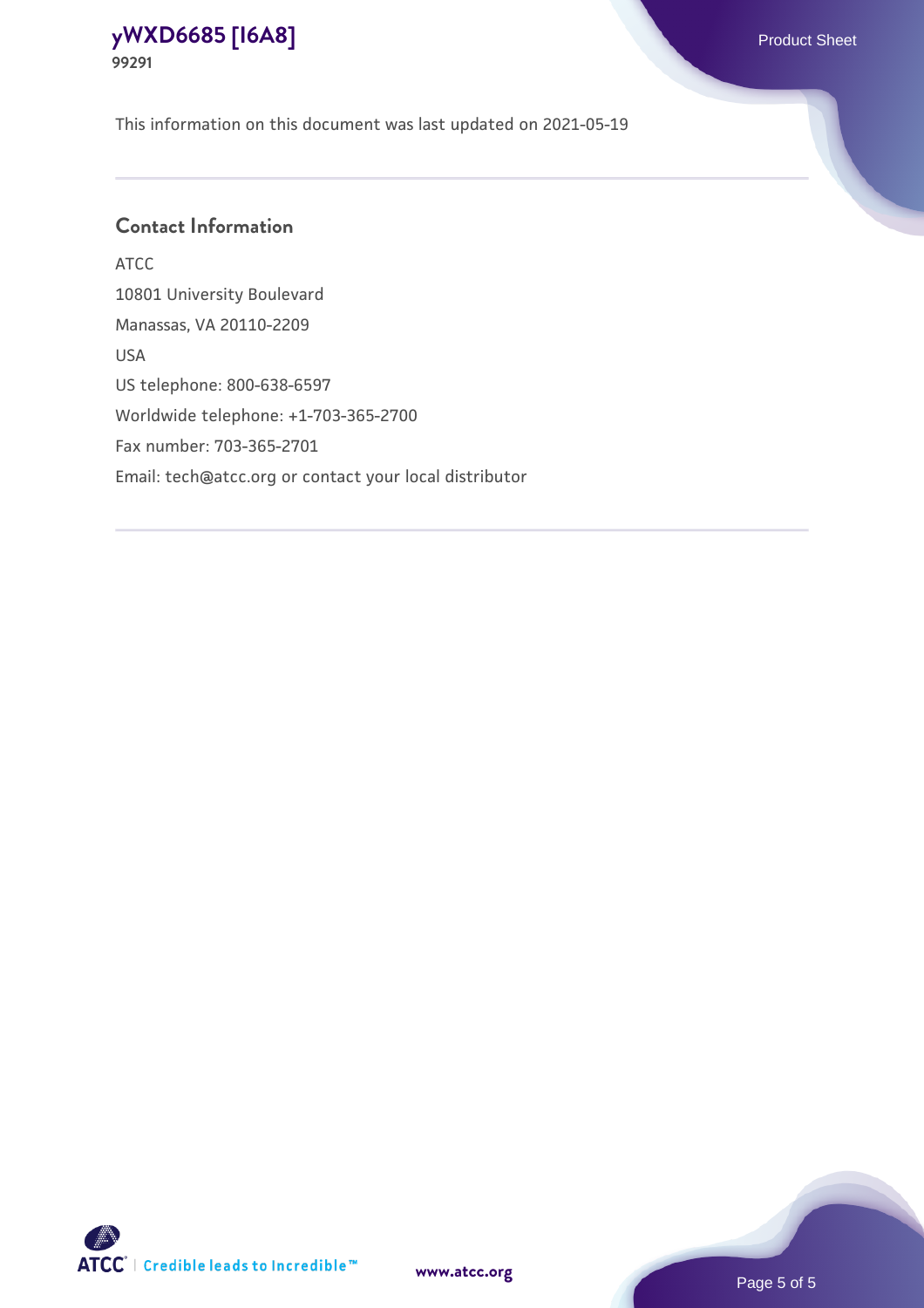This information on this document was last updated on 2021-05-19

## Contact Information

ATCC  
10801 University Boulevard  
Manassas, VA 20110-2209  
USA  
US telephone: 800-638-6597  
Worldwide telephone: +1-703-365-2700  
Fax number: 703-365-2701  
Email: tech@atcc.org or contact your local distributor